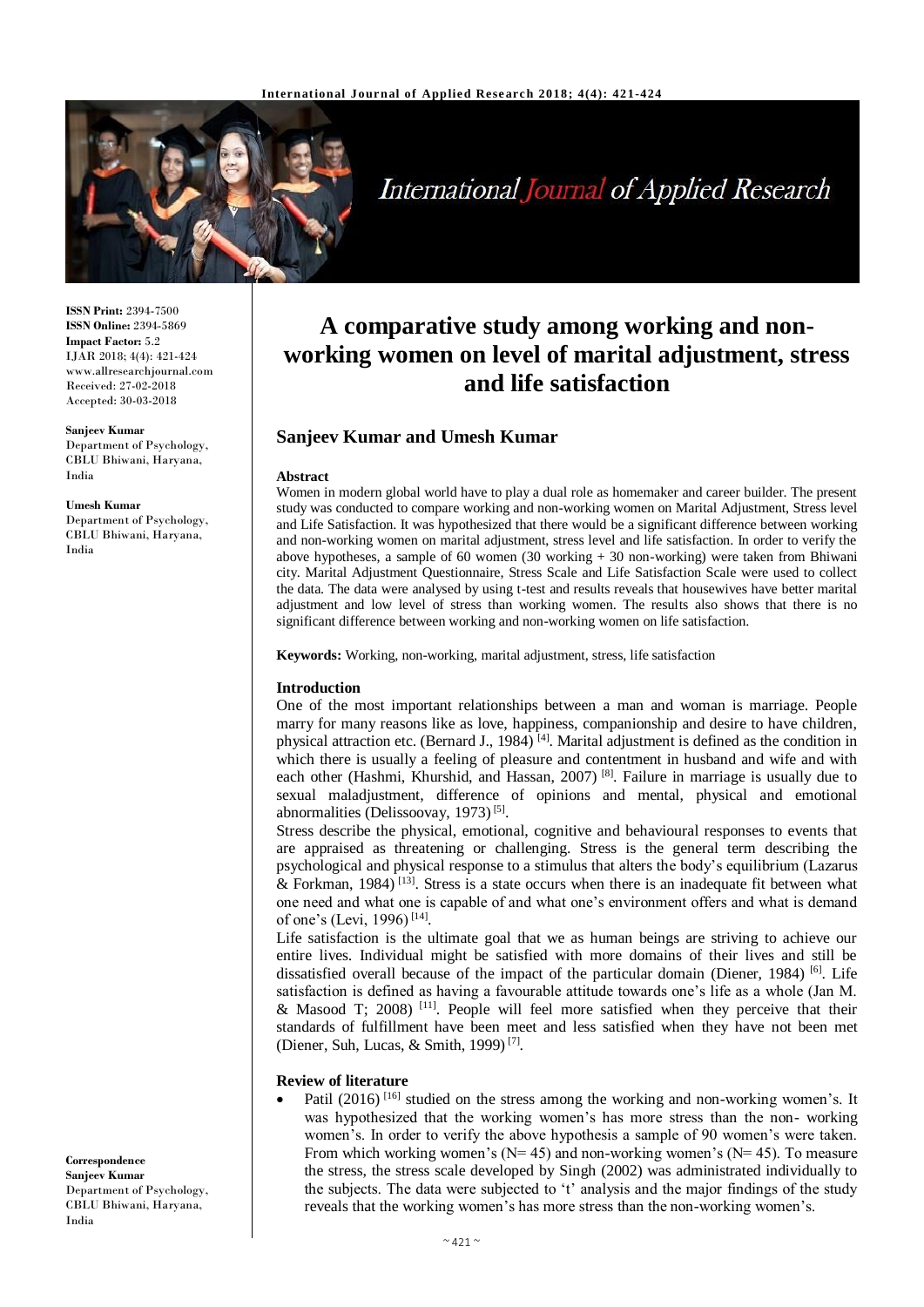**ISSN Print:** 2394-7500
**ISSN Online:** 2394-5869
**Impact Factor:** 5.2
IJAR 2018; 4(4): 421-424
www.allresearchjournal.com
Received: 27-02-2018
Accepted: 30-03-2018

**Sanjeev Kumar**
Department of Psychology, CBLU Bhiwani, Haryana, India

**Umesh Kumar**
Department of Psychology, CBLU Bhiwani, Haryana, India

**Correspondence**
**Sanjeev Kumar**
Department of Psychology, CBLU Bhiwani, Haryana, India

# A comparative study among working and non-working women on level of marital adjustment, stress and life satisfaction

## Sanjeev Kumar and Umesh Kumar

### Abstract

Women in modern global world have to play a dual role as homemaker and career builder. The present study was conducted to compare working and non-working women on Marital Adjustment, Stress level and Life Satisfaction. It was hypothesized that there would be a significant difference between working and non-working women on marital adjustment, stress level and life satisfaction. In order to verify the above hypotheses, a sample of 60 women (30 working + 30 non-working) were taken from Bhiwani city. Marital Adjustment Questionnaire, Stress Scale and Life Satisfaction Scale were used to collect the data. The data were analysed by using t-test and results reveals that housewives have better marital adjustment and low level of stress than working women. The results also shows that there is no significant difference between working and non-working women on life satisfaction.

**Keywords:** Working, non-working, marital adjustment, stress, life satisfaction

### Introduction

One of the most important relationships between a man and woman is marriage. People marry for many reasons like as love, happiness, companionship and desire to have children, physical attraction etc. (Bernard J., 1984) [4]. Marital adjustment is defined as the condition in which there is usually a feeling of pleasure and contentment in husband and wife and with each other (Hashmi, Khurshid, and Hassan, 2007) [8]. Failure in marriage is usually due to sexual maladjustment, difference of opinions and mental, physical and emotional abnormalities (Delissoovay, 1973) [5].

Stress describe the physical, emotional, cognitive and behavioural responses to events that are appraised as threatening or challenging. Stress is the general term describing the psychological and physical response to a stimulus that alters the body's equilibrium (Lazarus & Forkman, 1984) [13]. Stress is a state occurs when there is an inadequate fit between what one need and what one is capable of and what one's environment offers and what is demand of one's (Levi, 1996) [14].

Life satisfaction is the ultimate goal that we as human beings are striving to achieve our entire lives. Individual might be satisfied with more domains of their lives and still be dissatisfied overall because of the impact of the particular domain (Diener, 1984) [6]. Life satisfaction is defined as having a favourable attitude towards one's life as a whole (Jan M. & Masood T; 2008) [11]. People will feel more satisfied when they perceive that their standards of fulfillment have been meet and less satisfied when they have not been met (Diener, Suh, Lucas, & Smith, 1999) [7].

### Review of literature

- Patil (2016) [16] studied on the stress among the working and non-working women's. It was hypothesized that the working women's has more stress than the non- working women's. In order to verify the above hypothesis a sample of 90 women's were taken. From which working women's (N= 45) and non-working women's (N= 45). To measure the stress, the stress scale developed by Singh (2002) was administrated individually to the subjects. The data were subjected to 't' analysis and the major findings of the study reveals that the working women's has more stress than the non-working women's.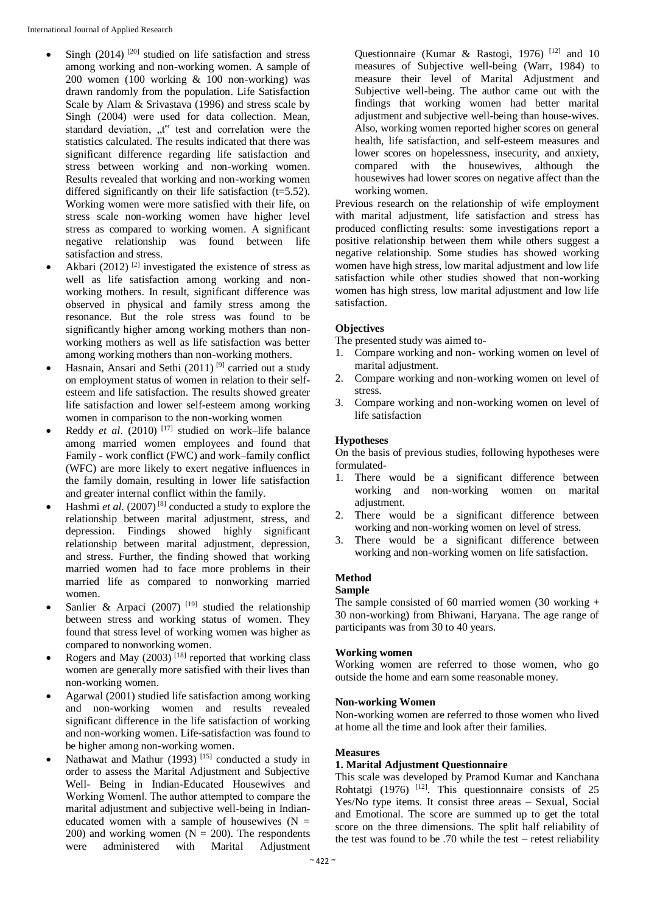- Singh (2014) [20] studied on life satisfaction and stress among working and non-working women. A sample of 200 women (100 working & 100 non-working) was drawn randomly from the population. Life Satisfaction Scale by Alam & Srivastava (1996) and stress scale by Singh (2004) were used for data collection. Mean, standard deviation, „t" test and correlation were the statistics calculated. The results indicated that there was significant difference regarding life satisfaction and stress between working and non-working women. Results revealed that working and non-working women differed significantly on their life satisfaction (t=5.52). Working women were more satisfied with their life, on stress scale non-working women have higher level stress as compared to working women. A significant negative relationship was found between life satisfaction and stress.
- Akbari (2012) [2] investigated the existence of stress as well as life satisfaction among working and non-working mothers. In result, significant difference was observed in physical and family stress among the resonance. But the role stress was found to be significantly higher among working mothers than non-working mothers as well as life satisfaction was better among working mothers than non-working mothers.
- Hasnain, Ansari and Sethi (2011) [9] carried out a study on employment status of women in relation to their self-esteem and life satisfaction. The results showed greater life satisfaction and lower self-esteem among working women in comparison to the non-working women
- Reddy *et al*. (2010) [17] studied on work–life balance among married women employees and found that Family - work conflict (FWC) and work–family conflict (WFC) are more likely to exert negative influences in the family domain, resulting in lower life satisfaction and greater internal conflict within the family.
- Hashmi *et al.* (2007) [8] conducted a study to explore the relationship between marital adjustment, stress, and depression. Findings showed highly significant relationship between marital adjustment, depression, and stress. Further, the finding showed that working married women had to face more problems in their married life as compared to nonworking married women.
- Sanlier & Arpaci (2007) [19] studied the relationship between stress and working status of women. They found that stress level of working women was higher as compared to nonworking women.
- Rogers and May (2003) [18] reported that working class women are generally more satisfied with their lives than non-working women.
- Agarwal (2001) studied life satisfaction among working and non-working women and results revealed significant difference in the life satisfaction of working and non-working women. Life-satisfaction was found to be higher among non-working women.
- Nathawat and Mathur (1993) [15] conducted a study in order to assess the Marital Adjustment and Subjective Well- Being in Indian-Educated Housewives and Working Women‖. The author attempted to compare the marital adjustment and subjective well-being in Indian-educated women with a sample of housewives (N = 200) and working women (N = 200). The respondents were administered with Marital Adjustment Questionnaire (Kumar & Rastogi, 1976) [12] and 10 measures of Subjective well-being (Warr, 1984) to measure their level of Marital Adjustment and Subjective well-being. The author came out with the findings that working women had better marital adjustment and subjective well-being than house-wives. Also, working women reported higher scores on general health, life satisfaction, and self-esteem measures and lower scores on hopelessness, insecurity, and anxiety, compared with the housewives, although the housewives had lower scores on negative affect than the working women.

Previous research on the relationship of wife employment with marital adjustment, life satisfaction and stress has produced conflicting results: some investigations report a positive relationship between them while others suggest a negative relationship. Some studies has showed working women have high stress, low marital adjustment and low life satisfaction while other studies showed that non-working women has high stress, low marital adjustment and low life satisfaction.

## Objectives

The presented study was aimed to-

1. Compare working and non- working women on level of marital adjustment.
2. Compare working and non-working women on level of stress.
3. Compare working and non-working women on level of life satisfaction

## Hypotheses

On the basis of previous studies, following hypotheses were formulated-

1. There would be a significant difference between working and non-working women on marital adjustment.
2. There would be a significant difference between working and non-working women on level of stress.
3. There would be a significant difference between working and non-working women on life satisfaction.

## Method

### Sample

The sample consisted of 60 married women (30 working + 30 non-working) from Bhiwani, Haryana. The age range of participants was from 30 to 40 years.

### Working women

Working women are referred to those women, who go outside the home and earn some reasonable money.

### Non-working Women

Non-working women are referred to those women who lived at home all the time and look after their families.

### Measures

#### 1. Marital Adjustment Questionnaire

This scale was developed by Pramod Kumar and Kanchana Rohtatgi (1976) [12]. This questionnaire consists of 25 Yes/No type items. It consist three areas – Sexual, Social and Emotional. The score are summed up to get the total score on the three dimensions. The split half reliability of the test was found to be .70 while the test – retest reliability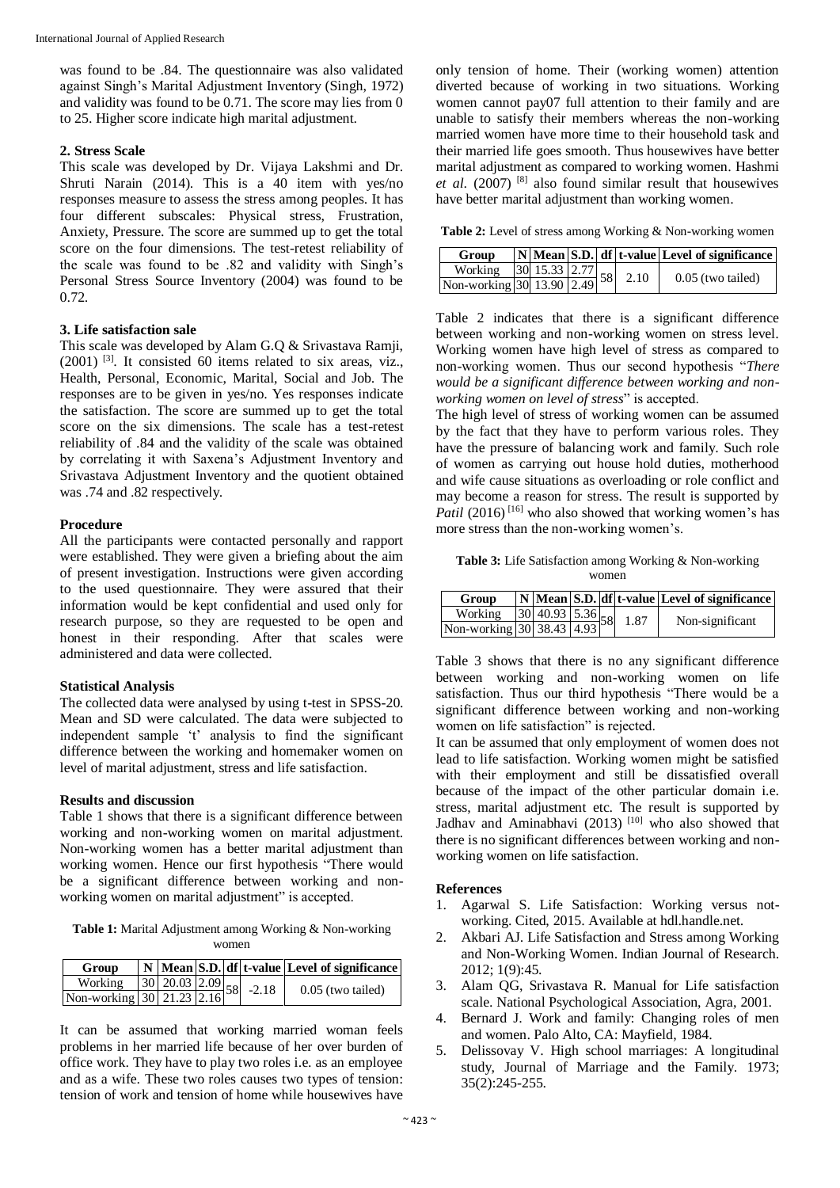was found to be .84. The questionnaire was also validated against Singh's Marital Adjustment Inventory (Singh, 1972) and validity was found to be 0.71. The score may lies from 0 to 25. Higher score indicate high marital adjustment.

**2. Stress Scale**

This scale was developed by Dr. Vijaya Lakshmi and Dr. Shruti Narain (2014). This is a 40 item with yes/no responses measure to assess the stress among peoples. It has four different subscales: Physical stress, Frustration, Anxiety, Pressure. The score are summed up to get the total score on the four dimensions. The test-retest reliability of the scale was found to be .82 and validity with Singh's Personal Stress Source Inventory (2004) was found to be 0.72.

**3. Life satisfaction sale**

This scale was developed by Alam G.Q & Srivastava Ramji, (2001) [3]. It consisted 60 items related to six areas, viz., Health, Personal, Economic, Marital, Social and Job. The responses are to be given in yes/no. Yes responses indicate the satisfaction. The score are summed up to get the total score on the six dimensions. The scale has a test-retest reliability of .84 and the validity of the scale was obtained by correlating it with Saxena's Adjustment Inventory and Srivastava Adjustment Inventory and the quotient obtained was .74 and .82 respectively.

**Procedure**

All the participants were contacted personally and rapport were established. They were given a briefing about the aim of present investigation. Instructions were given according to the used questionnaire. They were assured that their information would be kept confidential and used only for research purpose, so they are requested to be open and honest in their responding. After that scales were administered and data were collected.

**Statistical Analysis**

The collected data were analysed by using t-test in SPSS-20. Mean and SD were calculated. The data were subjected to independent sample 't' analysis to find the significant difference between the working and homemaker women on level of marital adjustment, stress and life satisfaction.

**Results and discussion**

Table 1 shows that there is a significant difference between working and non-working women on marital adjustment. Non-working women has a better marital adjustment than working women. Hence our first hypothesis "There would be a significant difference between working and non-working women on marital adjustment" is accepted.

**Table 1:** Marital Adjustment among Working & Non-working women

| Group | N | Mean | S.D. | df | t-value | Level of significance |
|---|---|---|---|---|---|---|
| Working | 30 | 20.03 | 2.09 | 58 | -2.18 | 0.05 (two tailed) |
| Non-working | 30 | 21.23 | 2.16 | | | |

It can be assumed that working married woman feels problems in her married life because of her over burden of office work. They have to play two roles i.e. as an employee and as a wife. These two roles causes two types of tension: tension of work and tension of home while housewives have only tension of home. Their (working women) attention diverted because of working in two situations. Working women cannot pay07 full attention to their family and are unable to satisfy their members whereas the non-working married women have more time to their household task and their married life goes smooth. Thus housewives have better marital adjustment as compared to working women. Hashmi *et al.* (2007) [8] also found similar result that housewives have better marital adjustment than working women.

**Table 2:** Level of stress among Working & Non-working women

| Group | N | Mean | S.D. | df | t-value | Level of significance |
|---|---|---|---|---|---|---|
| Working | 30 | 15.33 | 2.77 | 58 | 2.10 | 0.05 (two tailed) |
| Non-working | 30 | 13.90 | 2.49 | | | |

Table 2 indicates that there is a significant difference between working and non-working women on stress level. Working women have high level of stress as compared to non-working women. Thus our second hypothesis "*There would be a significant difference between working and non-working women on level of stress*" is accepted.

The high level of stress of working women can be assumed by the fact that they have to perform various roles. They have the pressure of balancing work and family. Such role of women as carrying out house hold duties, motherhood and wife cause situations as overloading or role conflict and may become a reason for stress. The result is supported by *Patil* (2016) [16] who also showed that working women's has more stress than the non-working women's.

**Table 3:** Life Satisfaction among Working & Non-working women

| Group | N | Mean | S.D. | df | t-value | Level of significance |
|---|---|---|---|---|---|---|
| Working | 30 | 40.93 | 5.36 | 58 | 1.87 | Non-significant |
| Non-working | 30 | 38.43 | 4.93 | | | |

Table 3 shows that there is no any significant difference between working and non-working women on life satisfaction. Thus our third hypothesis "There would be a significant difference between working and non-working women on life satisfaction" is rejected.

It can be assumed that only employment of women does not lead to life satisfaction. Working women might be satisfied with their employment and still be dissatisfied overall because of the impact of the other particular domain i.e. stress, marital adjustment etc. The result is supported by Jadhav and Aminabhavi (2013) [10] who also showed that there is no significant differences between working and non-working women on life satisfaction.

**References**

1. Agarwal S. Life Satisfaction: Working versus not-working. Cited, 2015. Available at hdl.handle.net.
2. Akbari AJ. Life Satisfaction and Stress among Working and Non-Working Women. Indian Journal of Research. 2012; 1(9):45.
3. Alam QG, Srivastava R. Manual for Life satisfaction scale. National Psychological Association, Agra, 2001.
4. Bernard J. Work and family: Changing roles of men and women. Palo Alto, CA: Mayfield, 1984.
5. Delissovay V. High school marriages: A longitudinal study, Journal of Marriage and the Family. 1973; 35(2):245-255.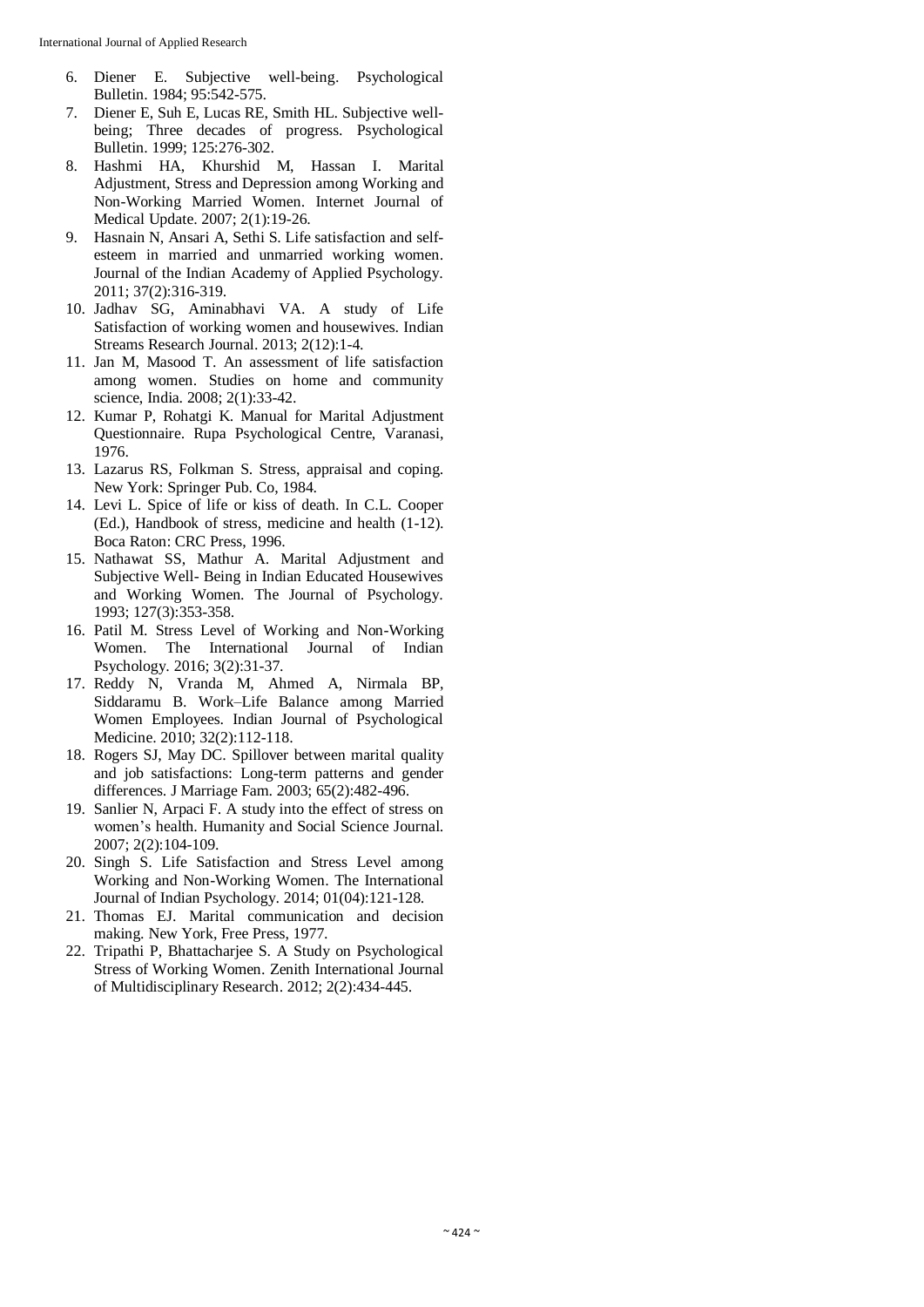6. Diener E. Subjective well-being. Psychological Bulletin. 1984; 95:542-575.
7. Diener E, Suh E, Lucas RE, Smith HL. Subjective well-being; Three decades of progress. Psychological Bulletin. 1999; 125:276-302.
8. Hashmi HA, Khurshid M, Hassan I. Marital Adjustment, Stress and Depression among Working and Non-Working Married Women. Internet Journal of Medical Update. 2007; 2(1):19-26.
9. Hasnain N, Ansari A, Sethi S. Life satisfaction and self-esteem in married and unmarried working women. Journal of the Indian Academy of Applied Psychology. 2011; 37(2):316-319.
10. Jadhav SG, Aminabhavi VA. A study of Life Satisfaction of working women and housewives. Indian Streams Research Journal. 2013; 2(12):1-4.
11. Jan M, Masood T. An assessment of life satisfaction among women. Studies on home and community science, India. 2008; 2(1):33-42.
12. Kumar P, Rohatgi K. Manual for Marital Adjustment Questionnaire. Rupa Psychological Centre, Varanasi, 1976.
13. Lazarus RS, Folkman S. Stress, appraisal and coping. New York: Springer Pub. Co, 1984.
14. Levi L. Spice of life or kiss of death. In C.L. Cooper (Ed.), Handbook of stress, medicine and health (1-12). Boca Raton: CRC Press, 1996.
15. Nathawat SS, Mathur A. Marital Adjustment and Subjective Well- Being in Indian Educated Housewives and Working Women. The Journal of Psychology. 1993; 127(3):353-358.
16. Patil M. Stress Level of Working and Non-Working Women. The International Journal of Indian Psychology. 2016; 3(2):31-37.
17. Reddy N, Vranda M, Ahmed A, Nirmala BP, Siddaramu B. Work–Life Balance among Married Women Employees. Indian Journal of Psychological Medicine. 2010; 32(2):112-118.
18. Rogers SJ, May DC. Spillover between marital quality and job satisfactions: Long-term patterns and gender differences. J Marriage Fam. 2003; 65(2):482-496.
19. Sanlier N, Arpaci F. A study into the effect of stress on women's health. Humanity and Social Science Journal. 2007; 2(2):104-109.
20. Singh S. Life Satisfaction and Stress Level among Working and Non-Working Women. The International Journal of Indian Psychology. 2014; 01(04):121-128.
21. Thomas EJ. Marital communication and decision making. New York, Free Press, 1977.
22. Tripathi P, Bhattacharjee S. A Study on Psychological Stress of Working Women. Zenith International Journal of Multidisciplinary Research. 2012; 2(2):434-445.